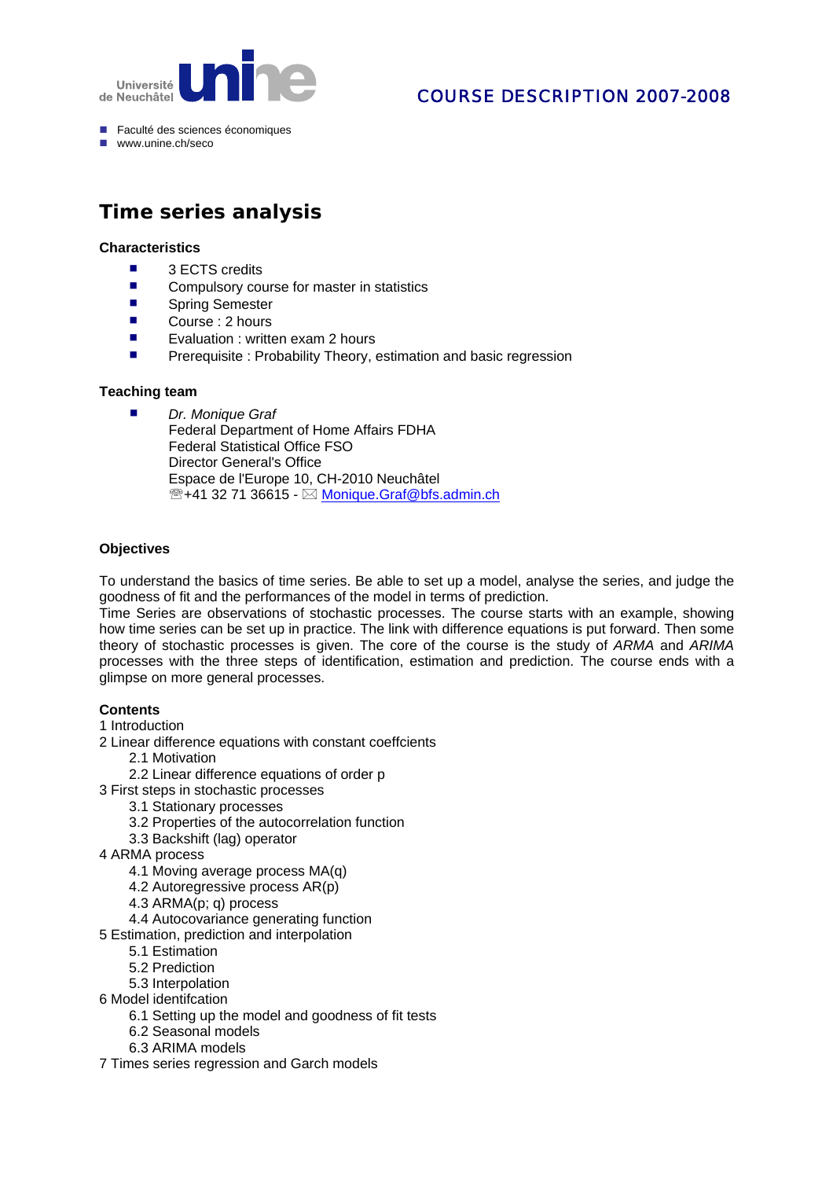Université de Neuchâtel **unine**

COURSE DESCRIPTION 2007-2008

- Faculté des sciences économiques
- www.unine.ch/seco

# Time series analysis

### Characteristics

- 3 ECTS credits
- Compulsory course for master in statistics
- Spring Semester
- Course : 2 hours
- Evaluation : written exam 2 hours
- Prerequisite : Probability Theory, estimation and basic regression

### Teaching team

- *Dr. Monique Graf*
  Federal Department of Home Affairs FDHA
  Federal Statistical Office FSO
  Director General's Office
  Espace de l'Europe 10, CH-2010 Neuchâtel
  ☏+41 32 71 36615 - ✉ Monique.Graf@bfs.admin.ch

### Objectives

To understand the basics of time series. Be able to set up a model, analyse the series, and judge the goodness of fit and the performances of the model in terms of prediction.
Time Series are observations of stochastic processes. The course starts with an example, showing how time series can be set up in practice. The link with difference equations is put forward. Then some theory of stochastic processes is given. The core of the course is the study of *ARMA* and *ARIMA* processes with the three steps of identification, estimation and prediction. The course ends with a glimpse on more general processes.

### Contents

1 Introduction
2 Linear difference equations with constant coeffcients
  2.1 Motivation
  2.2 Linear difference equations of order p
3 First steps in stochastic processes
  3.1 Stationary processes
  3.2 Properties of the autocorrelation function
  3.3 Backshift (lag) operator
4 ARMA process
  4.1 Moving average process MA(q)
  4.2 Autoregressive process AR(p)
  4.3 ARMA(p; q) process
  4.4 Autocovariance generating function
5 Estimation, prediction and interpolation
  5.1 Estimation
  5.2 Prediction
  5.3 Interpolation
6 Model identifcation
  6.1 Setting up the model and goodness of fit tests
  6.2 Seasonal models
  6.3 ARIMA models
7 Times series regression and Garch models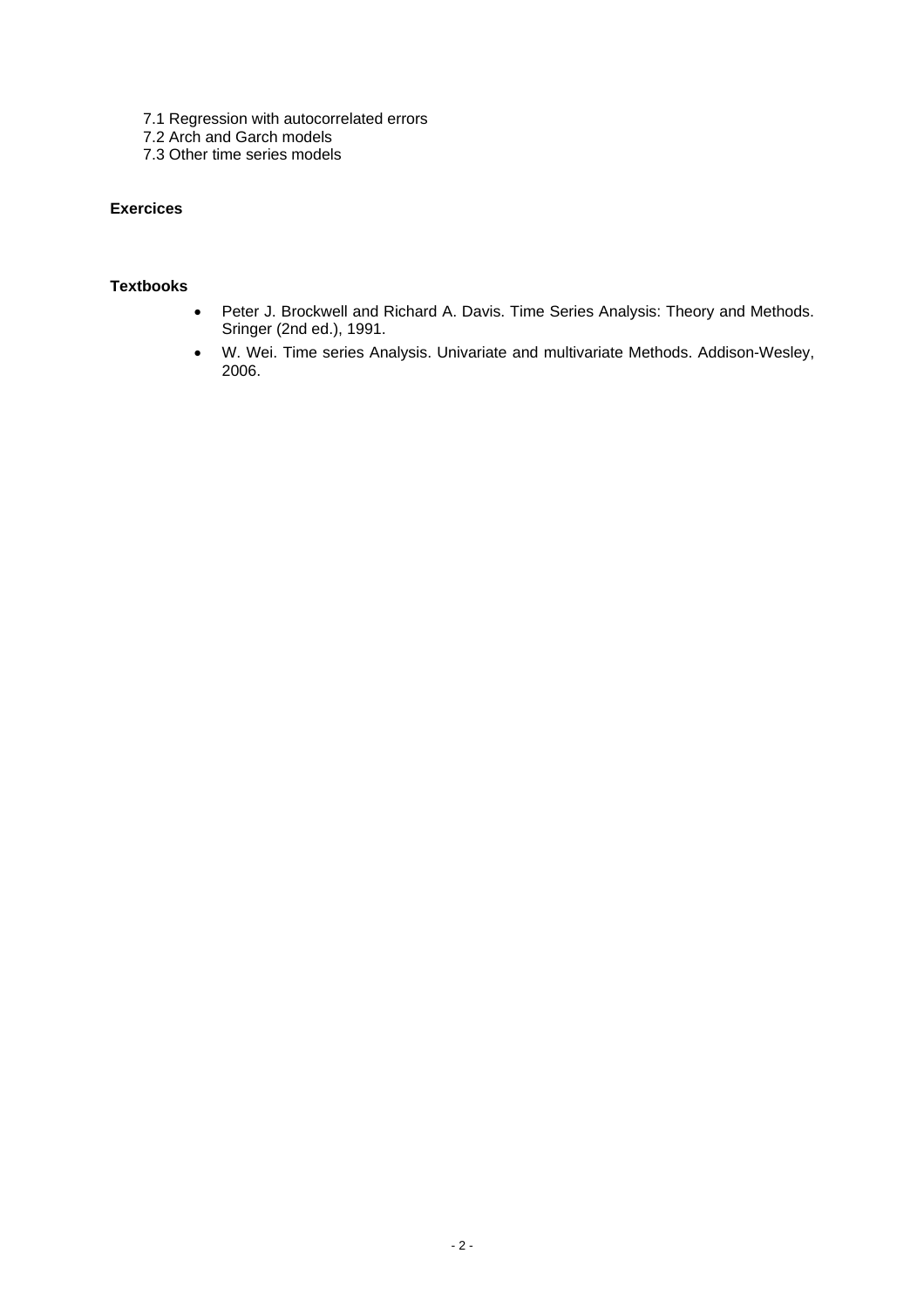- 7.1 Regression with autocorrelated errors
- 7.2 Arch and Garch models
- 7.3 Other time series models

**Exercices**

**Textbooks**

- Peter J. Brockwell and Richard A. Davis. Time Series Analysis: Theory and Methods. Sringer (2nd ed.), 1991.
- W. Wei. Time series Analysis. Univariate and multivariate Methods. Addison-Wesley, 2006.